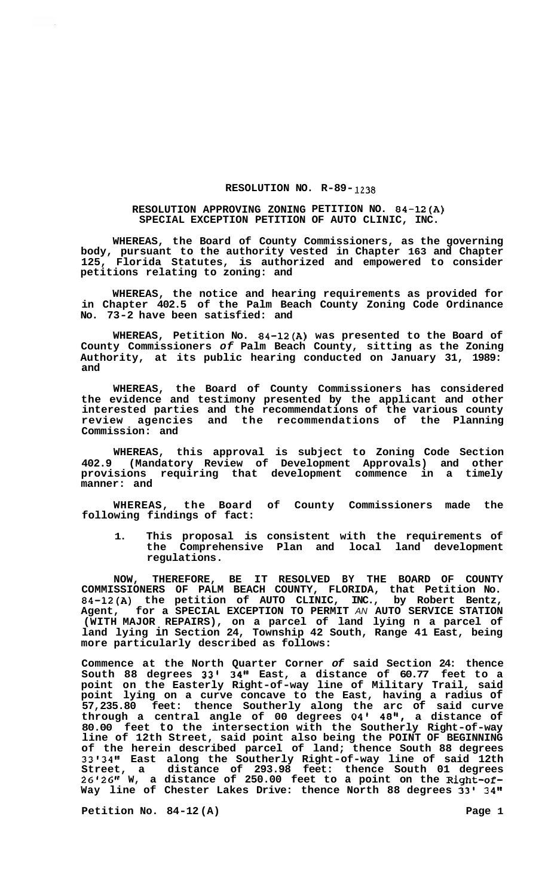**RESOLUTION NO. R-89-1238**

**RESOLUTION APPROVING ZONING PETITION NO. 84-12(A)**
**SPECIAL EXCEPTION PETITION OF AUTO CLINIC, INC.**

**WHEREAS, the Board of County Commissioners, as the governing body, pursuant to the authority vested in Chapter 163 and Chapter 125, Florida Statutes, is authorized and empowered to consider petitions relating to zoning: and**

**WHEREAS, the notice and hearing requirements as provided for in Chapter 402.5 of the Palm Beach County Zoning Code Ordinance No. 73-2 have been satisfied: and**

**WHEREAS, Petition No. 84-12(A) was presented to the Board of County Commissioners *of* Palm Beach County, sitting as the Zoning Authority, at its public hearing conducted on January 31, 1989: and**

**WHEREAS, the Board of County Commissioners has considered the evidence and testimony presented by the applicant and other interested parties and the recommendations of the various county review agencies and the recommendations of the Planning Commission: and**

**WHEREAS, this approval is subject to Zoning Code Section 402.9 (Mandatory Review of Development Approvals) and other provisions requiring that development commence in a timely manner: and**

**WHEREAS, the Board of County Commissioners made the following findings of fact:**

1. **This proposal is consistent with the requirements of the Comprehensive Plan and local land development regulations.**

**NOW, THEREFORE, BE IT RESOLVED BY THE BOARD OF COUNTY COMMISSIONERS OF PALM BEACH COUNTY, FLORIDA, that Petition No. 84-12(A) the petition of AUTO CLINIC, INC., by Robert Bentz, Agent, for a SPECIAL EXCEPTION TO PERMIT *AN* AUTO SERVICE STATION (WITH MAJOR REPAIRS), on a parcel of land lying n a parcel of land lying in Section 24, Township 42 South, Range 41 East, being more particularly described as follows:**

**Commence at the North Quarter Corner *of* said Section 24: thence South 88 degrees 33' 34" East, a distance of 60.77 feet to a point on the Easterly Right-of-way line of Military Trail, said point lying on a curve concave to the East, having a radius of 57,235.80 feet: thence Southerly along the arc of said curve through a central angle of 00 degrees 04' 48", a distance of 80.00 feet to the intersection with the Southerly Right-of-way line of 12th Street, said point also being the POINT OF BEGINNING of the herein described parcel of land; thence South 88 degrees 33'34" East along the Southerly Right-of-way line of said 12th Street, a distance of 293.98 feet: thence South 01 degrees 26'26" W, a distance of 250.00 feet to a point on the Right-of-Way line of Chester Lakes Drive: thence North 88 degrees 33' 34"**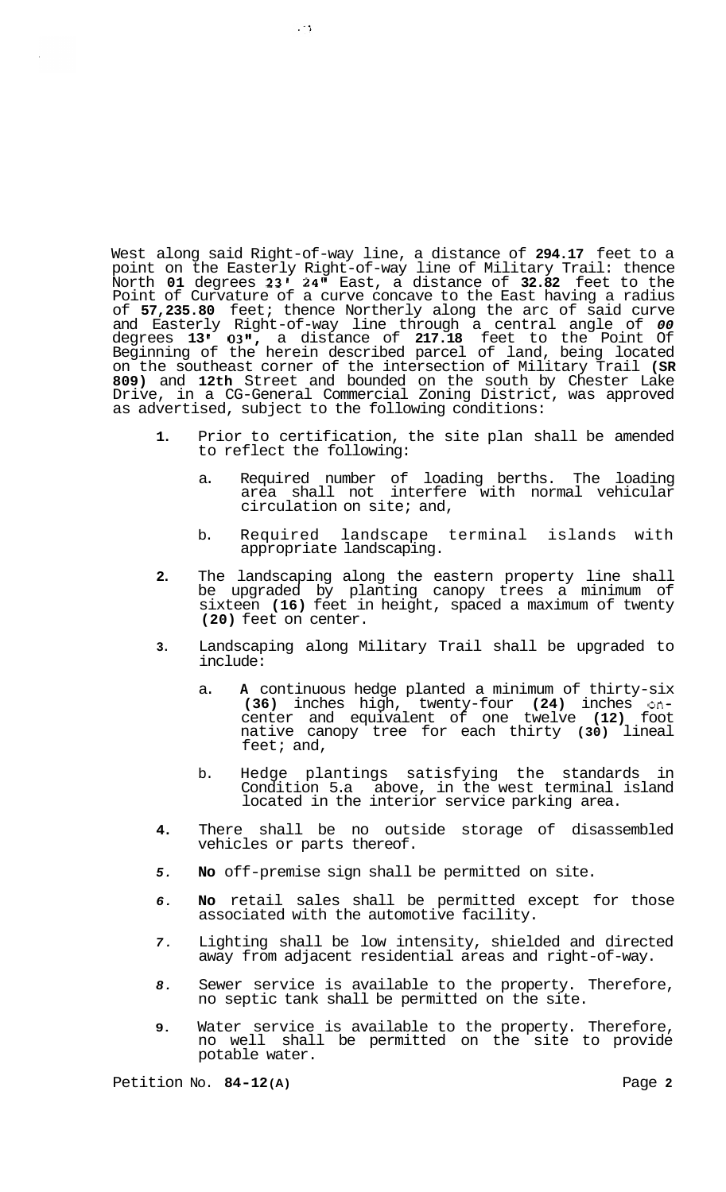West along said Right-of-way line, a distance of **294.17** feet to a point on the Easterly Right-of-way line of Military Trail: thence North **01** degrees **23' 24"** East, a distance of **32.82** feet to the Point of Curvature of a curve concave to the East having a radius of **57,235.80** feet; thence Northerly along the arc of said curve and Easterly Right-of-way line through a central angle of ***00*** degrees **13' 03",** a distance of **217.18** feet to the Point Of Beginning of the herein described parcel of land, being located on the southeast corner of the intersection of Military Trail **(SR 809)** and **12th** Street and bounded on the south by Chester Lake Drive, in a CG-General Commercial Zoning District, was approved as advertised, subject to the following conditions:

1. Prior to certification, the site plan shall be amended to reflect the following:

   a. Required number of loading berths. The loading area shall not interfere with normal vehicular circulation on site; and,

   b. Required landscape terminal islands with appropriate landscaping.

2. The landscaping along the eastern property line shall be upgraded by planting canopy trees a minimum of sixteen **(16)** feet in height, spaced a maximum of twenty **(20)** feet on center.

3. Landscaping along Military Trail shall be upgraded to include:

   a. **A** continuous hedge planted a minimum of thirty-six **(36)** inches high, twenty-four **(24)** inches on-center and equivalent of one twelve **(12)** foot native canopy tree for each thirty **(30)** lineal feet; and,

   b. Hedge plantings satisfying the standards in Condition 5.a above, in the west terminal island located in the interior service parking area.

4. There shall be no outside storage of disassembled vehicles or parts thereof.

5. **No** off-premise sign shall be permitted on site.

6. **No** retail sales shall be permitted except for those associated with the automotive facility.

7. Lighting shall be low intensity, shielded and directed away from adjacent residential areas and right-of-way.

8. Sewer service is available to the property. Therefore, no septic tank shall be permitted on the site.

9. Water service is available to the property. Therefore, no well shall be permitted on the site to provide potable water.

Petition No. **84-12(A)**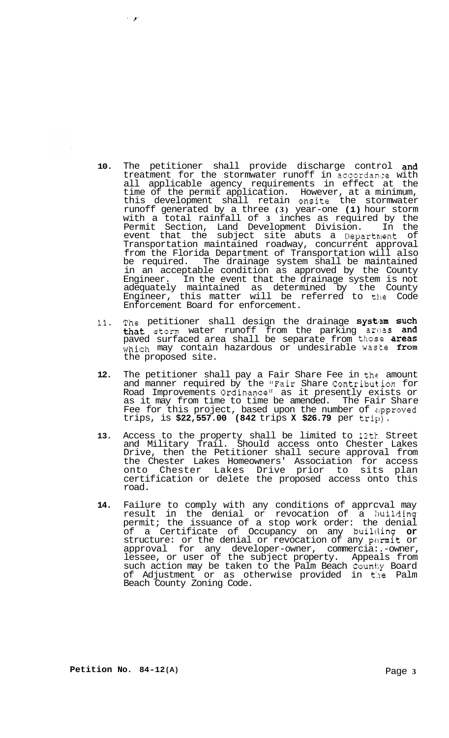10. The petitioner shall provide discharge control and treatment for the stormwater runoff in accordance with all applicable agency requirements in effect at the time of the permit application. However, at a minimum, this development shall retain onsite the stormwater runoff generated by a three (3) year-one (1) hour storm with a total rainfall of 3 inches as required by the Permit Section, Land Development Division. In the event that the subject site abuts a Department of Transportation maintained roadway, concurrent approval from the Florida Department of Transportation will also be required. The drainage system shall be maintained in an acceptable condition as approved by the County Engineer. In the event that the drainage system is not adequately maintained as determined by the County Engineer, this matter will be referred to the Code Enforcement Board for enforcement.

11. The petitioner shall design the drainage system such that storm water runoff from the parking areas and paved surfaced area shall be separate from those areas which may contain hazardous or undesirable waste from the proposed site.

12. The petitioner shall pay a Fair Share Fee in the amount and manner required by the "Fair Share Contribution for Road Improvements Ordinance" as it presently exists or as it may from time to time be amended. The Fair Share Fee for this project, based upon the number of approved trips, is **$22,557.00 (842** trips **X $26.79** per trip).

13. Access to the property shall be limited to 12th Street and Military Trail. Should access onto Chester Lakes Drive, then the Petitioner shall secure approval from the Chester Lakes Homeowners' Association for access onto Chester Lakes Drive prior to sits plan certification or delete the proposed access onto this road.

14. Failure to comply with any conditions of apprcval may result in the denial or revocation of a building permit; the issuance of a stop work order: the denial of a Certificate of Occupancy on any building **or** structure: or the denial or revocation of any permit or approval for any developer-owner, commercial-owner, lessee, or user of the subject property. Appeals from such action may be taken to the Palm Beach County Board of Adjustment or as otherwise provided in the Palm Beach County Zoning Code.

**Petition No. 84-12(A)**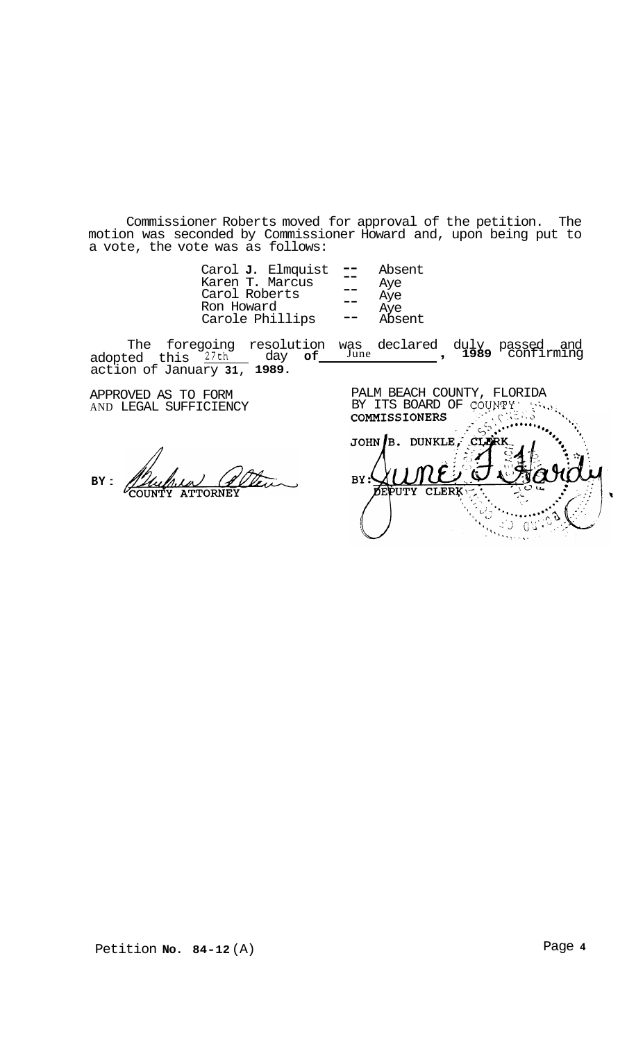Commissioner Roberts moved for approval of the petition. The motion was seconded by Commissioner Howard and, upon being put to a vote, the vote was as follows:

| | | |
|---|---|---|
| Carol J. Elmquist | -- | Absent |
| Karen T. Marcus | -- | Aye |
| Carol Roberts | -- | Aye |
| Ron Howard | -- | Aye |
| Carole Phillips | -- | Absent |

The foregoing resolution was declared duly passed and adopted this 27th day of June, 1989 confirming action of January 31, 1989.

APPROVED AS TO FORM AND LEGAL SUFFICIENCY

BY: COUNTY ATTORNEY

PALM BEACH COUNTY, FLORIDA BY ITS BOARD OF COUNTY COMMISSIONERS

JOHN B. DUNKLE, CLERK

BY: DEPUTY CLERK

Petition No. 84-12 (A)